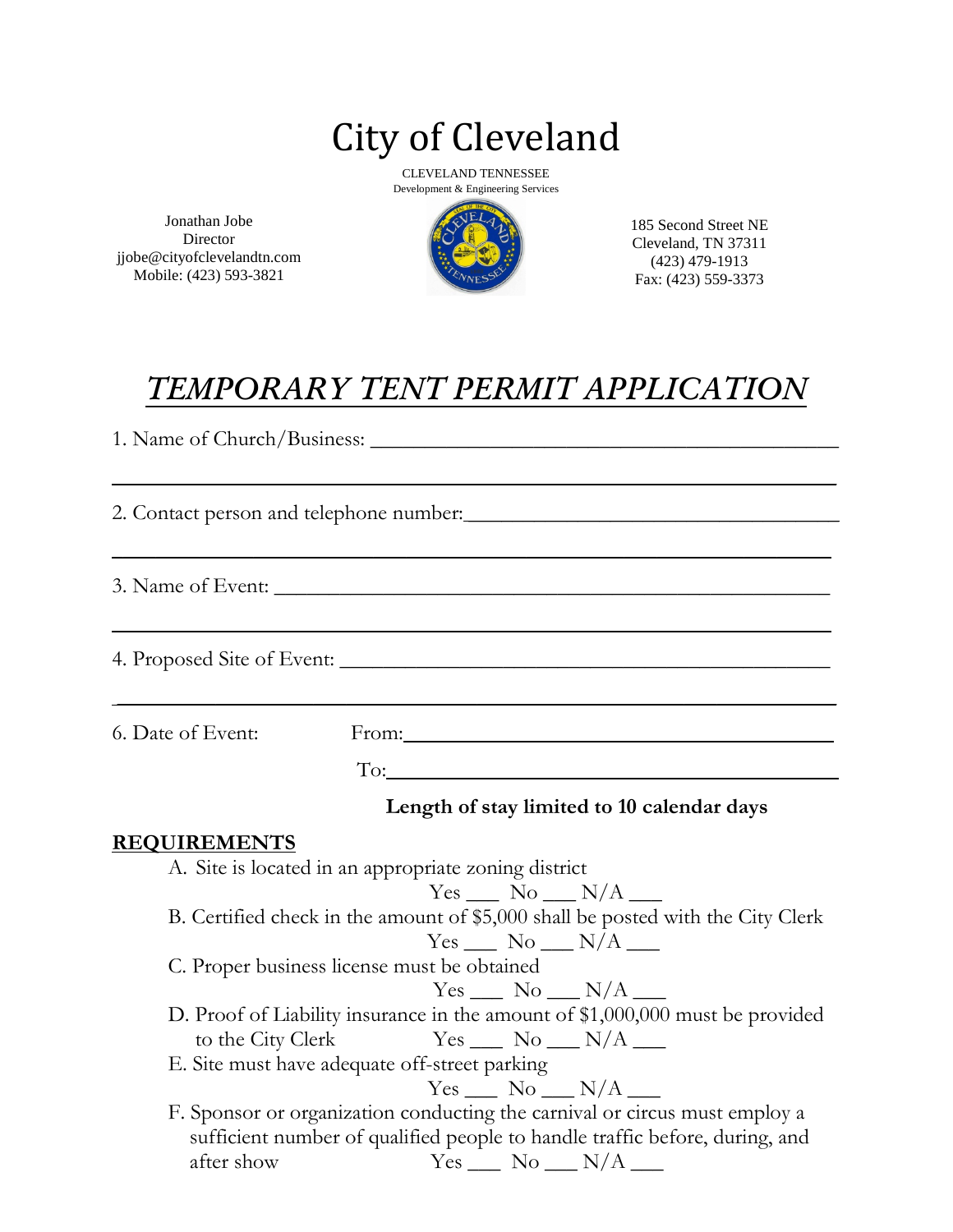# City of Cleveland

CLEVELAND TENNESSEE
Development & Engineering Services

Jonathan Jobe
Director
jjobe@cityofclevelandtn.com
Mobile: (423) 593-3821

185 Second Street NE
Cleveland, TN 37311
(423) 479-1913
Fax: (423) 559-3373

## *TEMPORARY TENT PERMIT APPLICATION*

1. Name of Church/Business: ______________________________________________

______________________________________________________________________

2. Contact person and telephone number:____________________________________

______________________________________________________________________

3. Name of Event: ______________________________________________________

______________________________________________________________________

4. Proposed Site of Event: _______________________________________________

______________________________________________________________________

6. Date of Event: From:_____________________________________________

To:_______________________________________________

**Length of stay limited to 10 calendar days**

**REQUIREMENTS**

A. Site is located in an appropriate zoning district
Yes ___ No ___ N/A ___

B. Certified check in the amount of $5,000 shall be posted with the City Clerk
Yes ___ No ___ N/A ___

C. Proper business license must be obtained
Yes ___ No ___ N/A ___

D. Proof of Liability insurance in the amount of $1,000,000 must be provided to the City Clerk Yes ___ No ___ N/A ___

E. Site must have adequate off-street parking
Yes ___ No ___ N/A ___

F. Sponsor or organization conducting the carnival or circus must employ a sufficient number of qualified people to handle traffic before, during, and after show Yes ___ No ___ N/A ___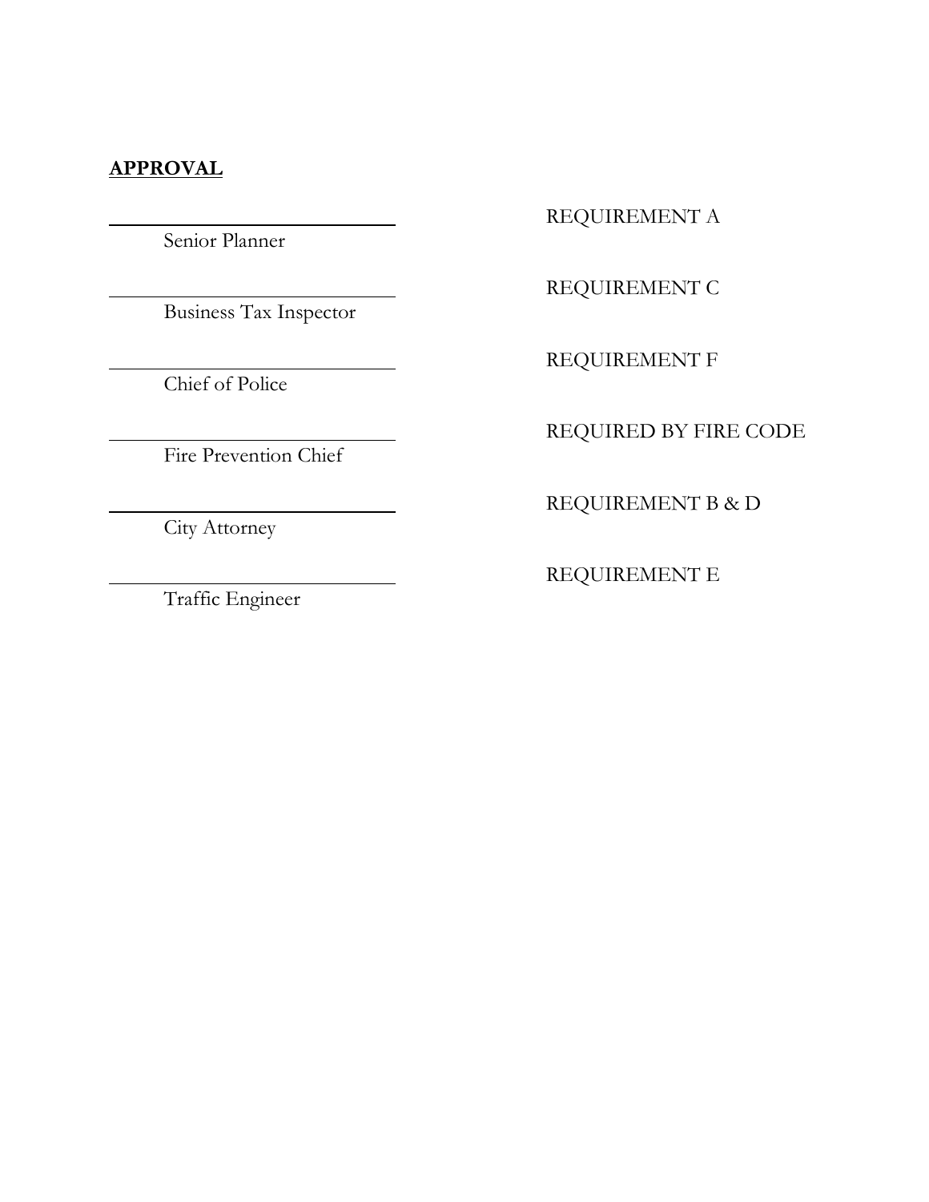**APPROVAL**

| | |
|---|---|
| \_\_\_\_\_\_\_\_\_\_\_\_\_\_\_\_\_\_\_\_\_\_\_\_\_ Senior Planner | REQUIREMENT A |
| \_\_\_\_\_\_\_\_\_\_\_\_\_\_\_\_\_\_\_\_\_\_\_\_\_ Business Tax Inspector | REQUIREMENT C |
| \_\_\_\_\_\_\_\_\_\_\_\_\_\_\_\_\_\_\_\_\_\_\_\_\_ Chief of Police | REQUIREMENT F |
| \_\_\_\_\_\_\_\_\_\_\_\_\_\_\_\_\_\_\_\_\_\_\_\_\_ Fire Prevention Chief | REQUIRED BY FIRE CODE |
| \_\_\_\_\_\_\_\_\_\_\_\_\_\_\_\_\_\_\_\_\_\_\_\_\_ City Attorney | REQUIREMENT B & D |
| \_\_\_\_\_\_\_\_\_\_\_\_\_\_\_\_\_\_\_\_\_\_\_\_\_ Traffic Engineer | REQUIREMENT E |